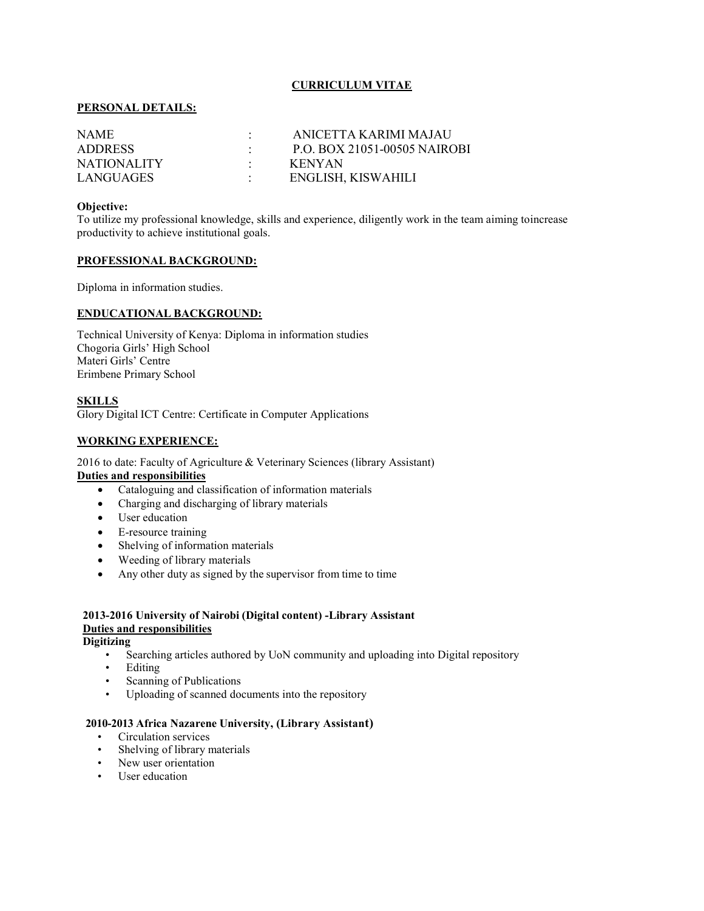# CURRICULUM VITAE

## PERSONAL DETAILS:

| | | |
|---|---|---|
| NAME | : | ANICETTA KARIMI MAJAU |
| ADDRESS | : | P.O. BOX 21051-00505 NAIROBI |
| NATIONALITY | : | KENYAN |
| LANGUAGES | : | ENGLISH, KISWAHILI |

**Objective:**
To utilize my professional knowledge, skills and experience, diligently work in the team aiming toincrease productivity to achieve institutional goals.

## PROFESSIONAL BACKGROUND:

Diploma in information studies.

## ENDUCATIONAL BACKGROUND:

Technical University of Kenya: Diploma in information studies
Chogoria Girls' High School
Materi Girls' Centre
Erimbene Primary School

## SKILLS

Glory Digital ICT Centre: Certificate in Computer Applications

## WORKING EXPERIENCE:

2016 to date: Faculty of Agriculture & Veterinary Sciences (library Assistant)

**Duties and responsibilities**

- Cataloguing and classification of information materials
- Charging and discharging of library materials
- User education
- E-resource training
- Shelving of information materials
- Weeding of library materials
- Any other duty as signed by the supervisor from time to time

**2013-2016 University of Nairobi (Digital content) -Library Assistant**

**Duties and responsibilities**

**Digitizing**

- Searching articles authored by UoN community and uploading into Digital repository
- Editing
- Scanning of Publications
- Uploading of scanned documents into the repository

**2010-2013 Africa Nazarene University, (Library Assistant)**

- Circulation services
- Shelving of library materials
- New user orientation
- User education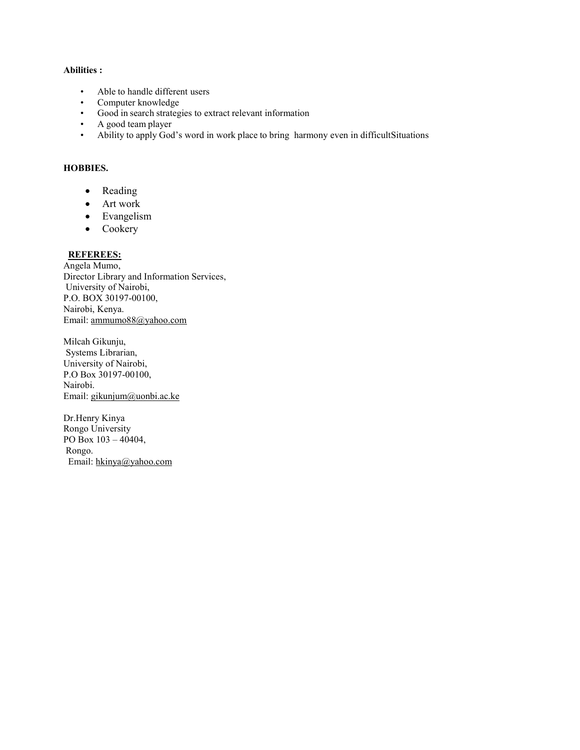**Abilities :**

- Able to handle different users
- Computer knowledge
- Good in search strategies to extract relevant information
- A good team player
- Ability to apply God's word in work place to bring harmony even in difficultSituations

**HOBBIES.**

- Reading
- Art work
- Evangelism
- Cookery

**REFEREES:**

Angela Mumo,
Director Library and Information Services,
University of Nairobi,
P.O. BOX 30197-00100,
Nairobi, Kenya.
Email: ammumo88@yahoo.com

Milcah Gikunju,
Systems Librarian,
University of Nairobi,
P.O Box 30197-00100,
Nairobi.
Email: gikunjum@uonbi.ac.ke

Dr.Henry Kinya
Rongo University
PO Box 103 – 40404,
Rongo.
Email: hkinya@yahoo.com